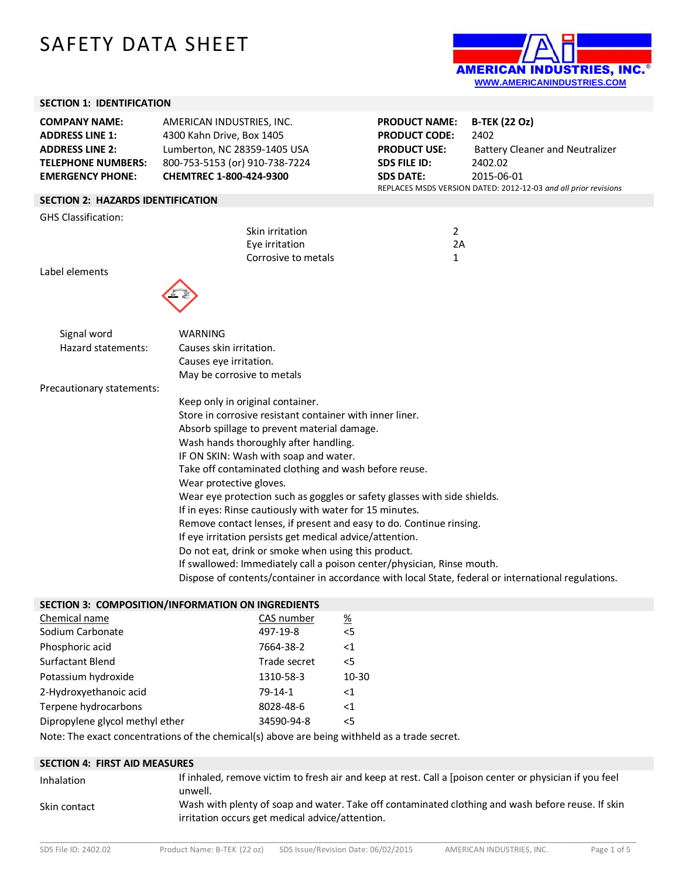# SAFETY DATA SHEET

AMERICAN INDUSTRIES, INC.®
WWW.AMERICANINDUSTRIES.COM

## SECTION 1: IDENTIFICATION

| | | | |
|---|---|---|---|
| **COMPANY NAME:** | AMERICAN INDUSTRIES, INC. | **PRODUCT NAME:** | **B-TEK (22 Oz)** |
| **ADDRESS LINE 1:** | 4300 Kahn Drive, Box 1405 | **PRODUCT CODE:** | 2402 |
| **ADDRESS LINE 2:** | Lumberton, NC 28359-1405 USA | **PRODUCT USE:** | Battery Cleaner and Neutralizer |
| **TELEPHONE NUMBERS:** | 800-753-5153 (or) 910-738-7224 | **SDS FILE ID:** | 2402.02 |
| **EMERGENCY PHONE:** | **CHEMTREC 1-800-424-9300** | **SDS DATE:** | 2015-06-01 |

REPLACES MSDS VERSION DATED: 2012-12-03 *and all prior revisions*

## SECTION 2: HAZARDS IDENTIFICATION

GHS Classification:

| | |
|---|---|
| Skin irritation | 2 |
| Eye irritation | 2A |
| Corrosive to metals | 1 |

Label elements

Signal word: WARNING

Hazard statements:
- Causes skin irritation.
- Causes eye irritation.
- May be corrosive to metals

Precautionary statements:
- Keep only in original container.
- Store in corrosive resistant container with inner liner.
- Absorb spillage to prevent material damage.
- Wash hands thoroughly after handling.
- IF ON SKIN: Wash with soap and water.
- Take off contaminated clothing and wash before reuse.
- Wear protective gloves.
- Wear eye protection such as goggles or safety glasses with side shields.
- If in eyes: Rinse cautiously with water for 15 minutes.
- Remove contact lenses, if present and easy to do. Continue rinsing.
- If eye irritation persists get medical advice/attention.
- Do not eat, drink or smoke when using this product.
- If swallowed: Immediately call a poison center/physician, Rinse mouth.
- Dispose of contents/container in accordance with local State, federal or international regulations.

## SECTION 3: COMPOSITION/INFORMATION ON INGREDIENTS

| Chemical name | CAS number | % |
|---|---|---|
| Sodium Carbonate | 497-19-8 | <5 |
| Phosphoric acid | 7664-38-2 | <1 |
| Surfactant Blend | Trade secret | <5 |
| Potassium hydroxide | 1310-58-3 | 10-30 |
| 2-Hydroxyethanoic acid | 79-14-1 | <1 |
| Terpene hydrocarbons | 8028-48-6 | <1 |
| Dipropylene glycol methyl ether | 34590-94-8 | <5 |

Note: The exact concentrations of the chemical(s) above are being withheld as a trade secret.

## SECTION 4: FIRST AID MEASURES

**Inhalation:** If inhaled, remove victim to fresh air and keep at rest. Call a [poison center or physician if you feel unwell.

**Skin contact:** Wash with plenty of soap and water. Take off contaminated clothing and wash before reuse. If skin irritation occurs get medical advice/attention.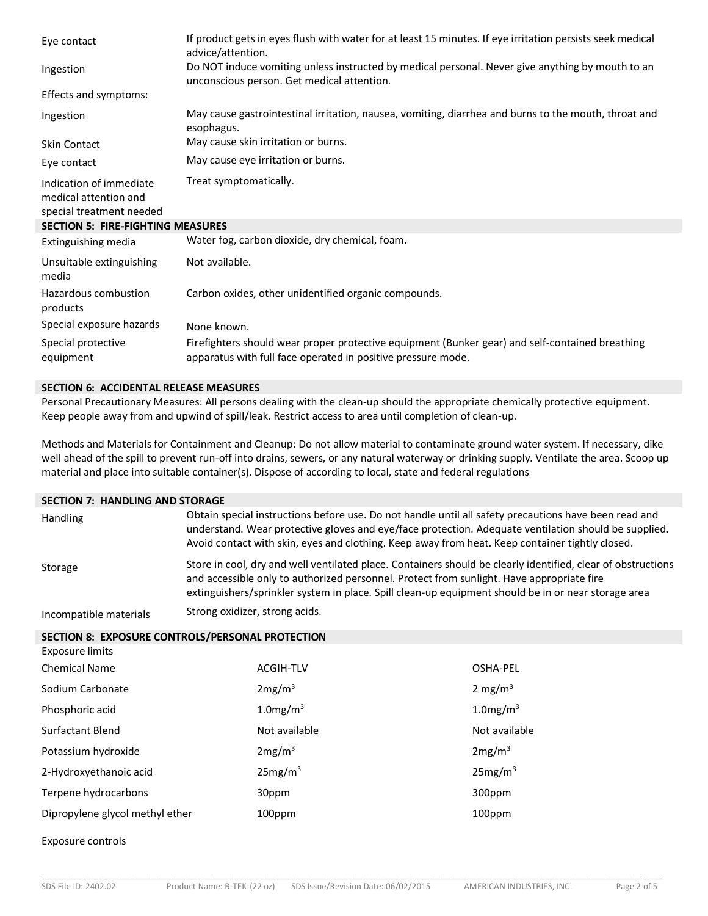| | |
|---|---|
| Eye contact | If product gets in eyes flush with water for at least 15 minutes. If eye irritation persists seek medical advice/attention. |
| Ingestion | Do NOT induce vomiting unless instructed by medical personal. Never give anything by mouth to an unconscious person. Get medical attention. |

Effects and symptoms:

| | |
|---|---|
| Ingestion | May cause gastrointestinal irritation, nausea, vomiting, diarrhea and burns to the mouth, throat and esophagus. |
| Skin Contact | May cause skin irritation or burns. |
| Eye contact | May cause eye irritation or burns. |
| Indication of immediate medical attention and special treatment needed | Treat symptomatically. |

## SECTION 5: FIRE-FIGHTING MEASURES

| | |
|---|---|
| Extinguishing media | Water fog, carbon dioxide, dry chemical, foam. |
| Unsuitable extinguishing media | Not available. |
| Hazardous combustion products | Carbon oxides, other unidentified organic compounds. |
| Special exposure hazards | None known. |
| Special protective equipment | Firefighters should wear proper protective equipment (Bunker gear) and self-contained breathing apparatus with full face operated in positive pressure mode. |

## SECTION 6: ACCIDENTAL RELEASE MEASURES

Personal Precautionary Measures: All persons dealing with the clean-up should the appropriate chemically protective equipment. Keep people away from and upwind of spill/leak. Restrict access to area until completion of clean-up.

Methods and Materials for Containment and Cleanup: Do not allow material to contaminate ground water system. If necessary, dike well ahead of the spill to prevent run-off into drains, sewers, or any natural waterway or drinking supply. Ventilate the area. Scoop up material and place into suitable container(s). Dispose of according to local, state and federal regulations

## SECTION 7: HANDLING AND STORAGE

| | |
|---|---|
| Handling | Obtain special instructions before use. Do not handle until all safety precautions have been read and understand. Wear protective gloves and eye/face protection. Adequate ventilation should be supplied. Avoid contact with skin, eyes and clothing. Keep away from heat. Keep container tightly closed. |
| Storage | Store in cool, dry and well ventilated place. Containers should be clearly identified, clear of obstructions and accessible only to authorized personnel. Protect from sunlight. Have appropriate fire extinguishers/sprinkler system in place. Spill clean-up equipment should be in or near storage area |
| Incompatible materials | Strong oxidizer, strong acids. |

## SECTION 8: EXPOSURE CONTROLS/PERSONAL PROTECTION

Exposure limits

| Chemical Name | ACGIH-TLV | OSHA-PEL |
|---|---|---|
| Sodium Carbonate | 2mg/m$^3$ | 2 mg/m$^3$ |
| Phosphoric acid | 1.0mg/m$^3$ | 1.0mg/m$^3$ |
| Surfactant Blend | Not available | Not available |
| Potassium hydroxide | 2mg/m$^3$ | 2mg/m$^3$ |
| 2-Hydroxyethanoic acid | 25mg/m$^3$ | 25mg/m$^3$ |
| Terpene hydrocarbons | 30ppm | 300ppm |
| Dipropylene glycol methyl ether | 100ppm | 100ppm |

Exposure controls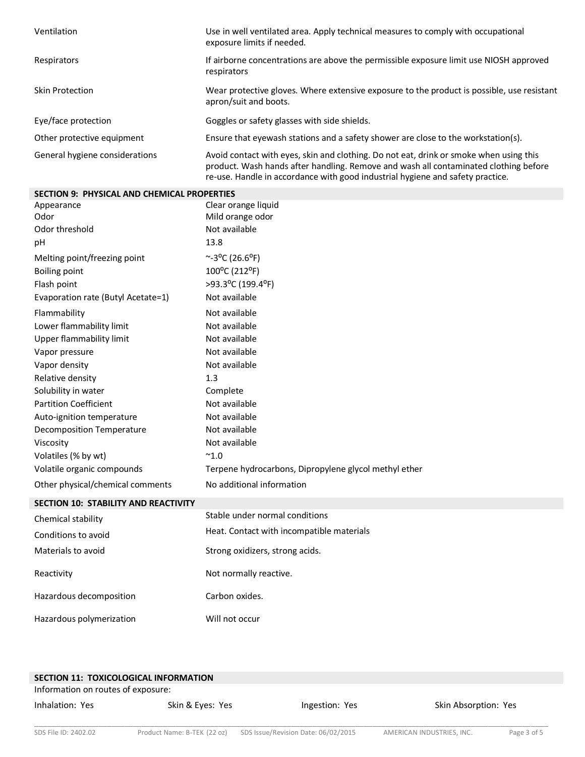| | |
|---|---|
| Ventilation | Use in well ventilated area. Apply technical measures to comply with occupational exposure limits if needed. |
| Respirators | If airborne concentrations are above the permissible exposure limit use NIOSH approved respirators |
| Skin Protection | Wear protective gloves. Where extensive exposure to the product is possible, use resistant apron/suit and boots. |
| Eye/face protection | Goggles or safety glasses with side shields. |
| Other protective equipment | Ensure that eyewash stations and a safety shower are close to the workstation(s). |
| General hygiene considerations | Avoid contact with eyes, skin and clothing. Do not eat, drink or smoke when using this product. Wash hands after handling. Remove and wash all contaminated clothing before re-use. Handle in accordance with good industrial hygiene and safety practice. |

## SECTION 9: PHYSICAL AND CHEMICAL PROPERTIES

| | |
|---|---|
| Appearance | Clear orange liquid |
| Odor | Mild orange odor |
| Odor threshold | Not available |
| pH | 13.8 |
| Melting point/freezing point | ~-3ºC (26.6ºF) |
| Boiling point | 100ºC (212ºF) |
| Flash point | >93.3ºC (199.4ºF) |
| Evaporation rate (Butyl Acetate=1) | Not available |
| Flammability | Not available |
| Lower flammability limit | Not available |
| Upper flammability limit | Not available |
| Vapor pressure | Not available |
| Vapor density | Not available |
| Relative density | 1.3 |
| Solubility in water | Complete |
| Partition Coefficient | Not available |
| Auto-ignition temperature | Not available |
| Decomposition Temperature | Not available |
| Viscosity | Not available |
| Volatiles (% by wt) | ~1.0 |
| Volatile organic compounds | Terpene hydrocarbons, Dipropylene glycol methyl ether |
| Other physical/chemical comments | No additional information |

## SECTION 10: STABILITY AND REACTIVITY

| | |
|---|---|
| Chemical stability | Stable under normal conditions |
| Conditions to avoid | Heat. Contact with incompatible materials |
| Materials to avoid | Strong oxidizers, strong acids. |
| Reactivity | Not normally reactive. |
| Hazardous decomposition | Carbon oxides. |
| Hazardous polymerization | Will not occur |

## SECTION 11: TOXICOLOGICAL INFORMATION

Information on routes of exposure:

Inhalation: Yes    Skin & Eyes: Yes    Ingestion: Yes    Skin Absorption: Yes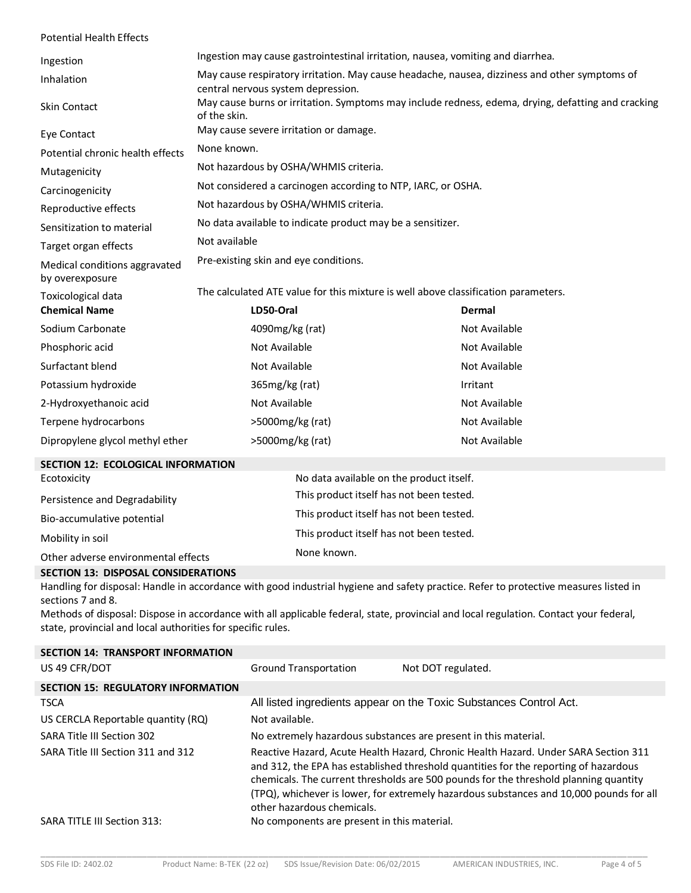Potential Health Effects

| | |
|---|---|
| Ingestion | Ingestion may cause gastrointestinal irritation, nausea, vomiting and diarrhea. |
| Inhalation | May cause respiratory irritation. May cause headache, nausea, dizziness and other symptoms of central nervous system depression. |
| Skin Contact | May cause burns or irritation. Symptoms may include redness, edema, drying, defatting and cracking of the skin. |
| Eye Contact | May cause severe irritation or damage. |
| Potential chronic health effects | None known. |
| Mutagenicity | Not hazardous by OSHA/WHMIS criteria. |
| Carcinogenicity | Not considered a carcinogen according to NTP, IARC, or OSHA. |
| Reproductive effects | Not hazardous by OSHA/WHMIS criteria. |
| Sensitization to material | No data available to indicate product may be a sensitizer. |
| Target organ effects | Not available |
| Medical conditions aggravated by overexposure | Pre-existing skin and eye conditions. |
| Toxicological data | The calculated ATE value for this mixture is well above classification parameters. |

| Chemical Name | LD50-Oral | Dermal |
|---|---|---|
| Sodium Carbonate | 4090mg/kg (rat) | Not Available |
| Phosphoric acid | Not Available | Not Available |
| Surfactant blend | Not Available | Not Available |
| Potassium hydroxide | 365mg/kg (rat) | Irritant |
| 2-Hydroxyethanoic acid | Not Available | Not Available |
| Terpene hydrocarbons | >5000mg/kg (rat) | Not Available |
| Dipropylene glycol methyl ether | >5000mg/kg (rat) | Not Available |

## SECTION 12: ECOLOGICAL INFORMATION

| | |
|---|---|
| Ecotoxicity | No data available on the product itself. |
| Persistence and Degradability | This product itself has not been tested. |
| Bio-accumulative potential | This product itself has not been tested. |
| Mobility in soil | This product itself has not been tested. |
| Other adverse environmental effects | None known. |

## SECTION 13: DISPOSAL CONSIDERATIONS

Handling for disposal: Handle in accordance with good industrial hygiene and safety practice. Refer to protective measures listed in sections 7 and 8.

Methods of disposal: Dispose in accordance with all applicable federal, state, provincial and local regulation. Contact your federal, state, provincial and local authorities for specific rules.

## SECTION 14: TRANSPORT INFORMATION

| | | |
|---|---|---|
| US 49 CFR/DOT | Ground Transportation | Not DOT regulated. |

## SECTION 15: REGULATORY INFORMATION

| | |
|---|---|
| TSCA | All listed ingredients appear on the Toxic Substances Control Act. |
| US CERCLA Reportable quantity (RQ) | Not available. |
| SARA Title III Section 302 | No extremely hazardous substances are present in this material. |
| SARA Title III Section 311 and 312 | Reactive Hazard, Acute Health Hazard, Chronic Health Hazard. Under SARA Section 311 and 312, the EPA has established threshold quantities for the reporting of hazardous chemicals. The current thresholds are 500 pounds for the threshold planning quantity (TPQ), whichever is lower, for extremely hazardous substances and 10,000 pounds for all other hazardous chemicals. |
| SARA TITLE III Section 313: | No components are present in this material. |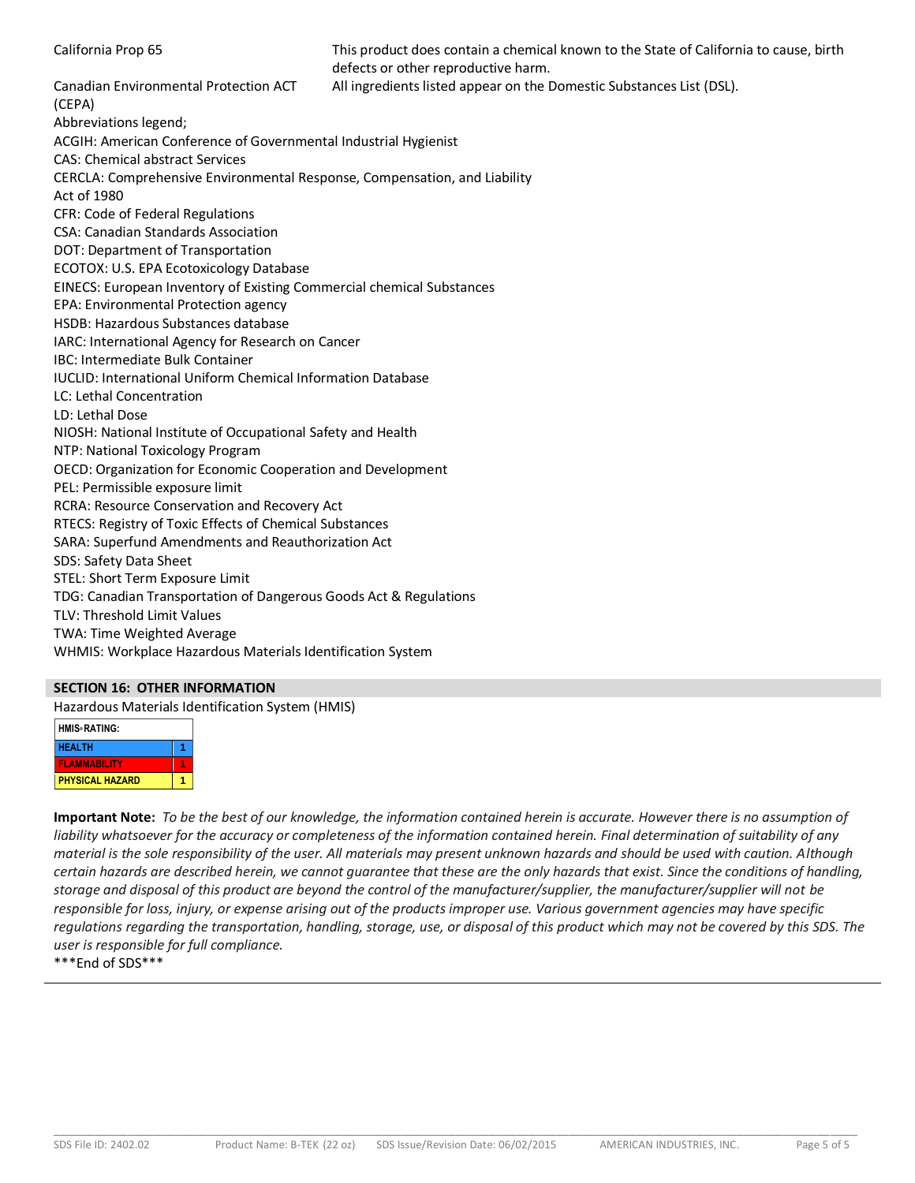| | |
|---|---|
| California Prop 65 | This product does contain a chemical known to the State of California to cause, birth defects or other reproductive harm. |
| Canadian Environmental Protection ACT (CEPA) | All ingredients listed appear on the Domestic Substances List (DSL). |

Abbreviations legend;

ACGIH: American Conference of Governmental Industrial Hygienist
CAS: Chemical abstract Services
CERCLA: Comprehensive Environmental Response, Compensation, and Liability Act of 1980
CFR: Code of Federal Regulations
CSA: Canadian Standards Association
DOT: Department of Transportation
ECOTOX: U.S. EPA Ecotoxicology Database
EINECS: European Inventory of Existing Commercial chemical Substances
EPA: Environmental Protection agency
HSDB: Hazardous Substances database
IARC: International Agency for Research on Cancer
IBC: Intermediate Bulk Container
IUCLID: International Uniform Chemical Information Database
LC: Lethal Concentration
LD: Lethal Dose
NIOSH: National Institute of Occupational Safety and Health
NTP: National Toxicology Program
OECD: Organization for Economic Cooperation and Development
PEL: Permissible exposure limit
RCRA: Resource Conservation and Recovery Act
RTECS: Registry of Toxic Effects of Chemical Substances
SARA: Superfund Amendments and Reauthorization Act
SDS: Safety Data Sheet
STEL: Short Term Exposure Limit
TDG: Canadian Transportation of Dangerous Goods Act & Regulations
TLV: Threshold Limit Values
TWA: Time Weighted Average
WHMIS: Workplace Hazardous Materials Identification System

## SECTION 16: OTHER INFORMATION

Hazardous Materials Identification System (HMIS)

| HMIS® RATING: | |
|---|---|
| HEALTH | 1 |
| FLAMMABILITY | 1 |
| PHYSICAL HAZARD | 1 |

**Important Note:** *To be the best of our knowledge, the information contained herein is accurate. However there is no assumption of liability whatsoever for the accuracy or completeness of the information contained herein. Final determination of suitability of any material is the sole responsibility of the user. All materials may present unknown hazards and should be used with caution. Although certain hazards are described herein, we cannot guarantee that these are the only hazards that exist. Since the conditions of handling, storage and disposal of this product are beyond the control of the manufacturer/supplier, the manufacturer/supplier will not be responsible for loss, injury, or expense arising out of the products improper use. Various government agencies may have specific regulations regarding the transportation, handling, storage, use, or disposal of this product which may not be covered by this SDS. The user is responsible for full compliance.*

***End of SDS***